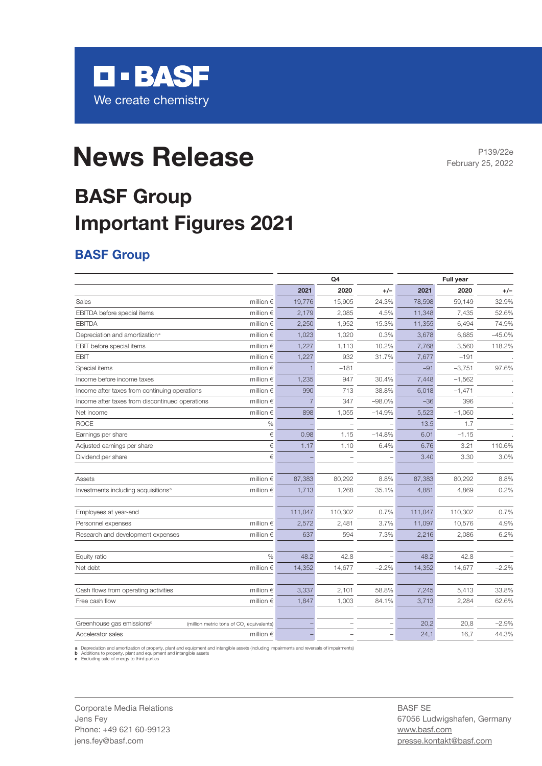BASF
We create chemistry

# News Release

P139/22e
February 25, 2022

# BASF Group Important Figures 2021

## BASF Group

| | | Q4 | | | Full year | | |
|---|---|---|---|---|---|---|---|
| | | 2021 | 2020 | +/– | 2021 | 2020 | +/– |
| Sales | million € | 19,776 | 15,905 | 24.3% | 78,598 | 59,149 | 32.9% |
| EBITDA before special items | million € | 2,179 | 2,085 | 4.5% | 11,348 | 7,435 | 52.6% |
| EBITDA | million € | 2,250 | 1,952 | 15.3% | 11,355 | 6,494 | 74.9% |
| Depreciation and amortization[a] | million € | 1,023 | 1,020 | 0.3% | 3,678 | 6,685 | –45.0% |
| EBIT before special items | million € | 1,227 | 1,113 | 10.2% | 7,768 | 3,560 | 118.2% |
| EBIT | million € | 1,227 | 932 | 31.7% | 7,677 | –191 | . |
| Special items | million € | 1 | –181 | . | –91 | –3,751 | 97.6% |
| Income before income taxes | million € | 1,235 | 947 | 30.4% | 7,448 | –1,562 | . |
| Income after taxes from continuing operations | million € | 990 | 713 | 38.8% | 6,018 | –1,471 | . |
| Income after taxes from discontinued operations | million € | 7 | 347 | –98.0% | –36 | 396 | . |
| Net income | million € | 898 | 1,055 | –14.9% | 5,523 | –1,060 | . |
| ROCE | % | – | – | – | 13.5 | 1.7 | – |
| Earnings per share | € | 0.98 | 1.15 | –14.8% | 6.01 | –1.15 | . |
| Adjusted earnings per share | € | 1.17 | 1.10 | 6.4% | 6.76 | 3.21 | 110.6% |
| Dividend per share | € | – | – | – | 3.40 | 3.30 | 3.0% |
| | | | | | | | |
| Assets | million € | 87,383 | 80,292 | 8.8% | 87,383 | 80,292 | 8.8% |
| Investments including acquisitions[b] | million € | 1,713 | 1,268 | 35.1% | 4,881 | 4,869 | 0.2% |
| | | | | | | | |
| Employees at year-end | | 111,047 | 110,302 | 0.7% | 111,047 | 110,302 | 0.7% |
| Personnel expenses | million € | 2,572 | 2,481 | 3.7% | 11,097 | 10,576 | 4.9% |
| Research and development expenses | million € | 637 | 594 | 7.3% | 2,216 | 2,086 | 6.2% |
| | | | | | | | |
| Equity ratio | % | 48.2 | 42.8 | – | 48.2 | 42.8 | – |
| Net debt | million € | 14,352 | 14,677 | –2.2% | 14,352 | 14,677 | –2.2% |
| | | | | | | | |
| Cash flows from operating activities | million € | 3,337 | 2,101 | 58.8% | 7,245 | 5,413 | 33.8% |
| Free cash flow | million € | 1,847 | 1,003 | 84.1% | 3,713 | 2,284 | 62.6% |
| | | | | | | | |
| Greenhouse gas emissions[c] | (million metric tons of $CO_2$ equivalents) | – | – | – | 20,2 | 20,8 | –2.9% |
| Accelerator sales | million € | – | – | – | 24,1 | 16,7 | 44.3% |

**a** Depreciation and amortization of property, plant and equipment and intangible assets (including impairments and reversals of impairments)
**b** Additions to property, plant and equipment and intangible assets
**c** Excluding sale of energy to third parties

Corporate Media Relations
Jens Fey
Phone: +49 621 60-99123
jens.fey@basf.com

BASF SE
67056 Ludwigshafen, Germany
www.basf.com
presse.kontakt@basf.com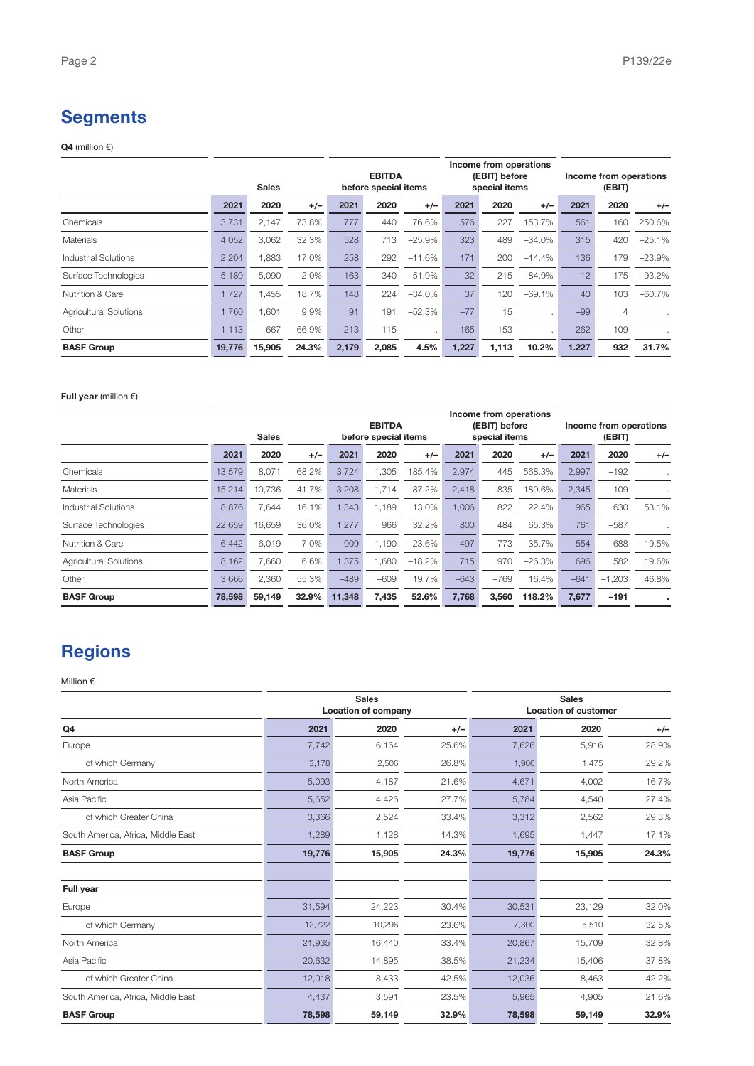## Segments

**Q4** (million €)

| | Sales | | | EBITDA before special items | | | Income from operations (EBIT) before special items | | | Income from operations (EBIT) | | |
|---|---|---|---|---|---|---|---|---|---|---|---|---|
| | 2021 | 2020 | +/– | 2021 | 2020 | +/– | 2021 | 2020 | +/– | 2021 | 2020 | +/– |
| Chemicals | 3,731 | 2,147 | 73.8% | 777 | 440 | 76.6% | 576 | 227 | 153.7% | 561 | 160 | 250.6% |
| Materials | 4,052 | 3,062 | 32.3% | 528 | 713 | –25.9% | 323 | 489 | –34.0% | 315 | 420 | –25.1% |
| Industrial Solutions | 2,204 | 1,883 | 17.0% | 258 | 292 | –11.6% | 171 | 200 | –14.4% | 136 | 179 | –23.9% |
| Surface Technologies | 5,189 | 5,090 | 2.0% | 163 | 340 | –51.9% | 32 | 215 | –84.9% | 12 | 175 | –93.2% |
| Nutrition & Care | 1,727 | 1,455 | 18.7% | 148 | 224 | –34.0% | 37 | 120 | –69.1% | 40 | 103 | –60.7% |
| Agricultural Solutions | 1,760 | 1,601 | 9.9% | 91 | 191 | –52.3% | –77 | 15 | . | –99 | 4 | . |
| Other | 1,113 | 667 | 66.9% | 213 | –115 | . | 165 | –153 | . | 262 | –109 | . |
| **BASF Group** | **19,776** | **15,905** | **24.3%** | **2,179** | **2,085** | **4.5%** | **1,227** | **1,113** | **10.2%** | **1.227** | **932** | **31.7%** |

**Full year** (million €)

| | Sales | | | EBITDA before special items | | | Income from operations (EBIT) before special items | | | Income from operations (EBIT) | | |
|---|---|---|---|---|---|---|---|---|---|---|---|---|
| | 2021 | 2020 | +/– | 2021 | 2020 | +/– | 2021 | 2020 | +/– | 2021 | 2020 | +/– |
| Chemicals | 13,579 | 8,071 | 68.2% | 3,724 | 1,305 | 185.4% | 2,974 | 445 | 568.3% | 2,997 | –192 | . |
| Materials | 15,214 | 10,736 | 41.7% | 3,208 | 1,714 | 87.2% | 2,418 | 835 | 189.6% | 2,345 | –109 | . |
| Industrial Solutions | 8,876 | 7,644 | 16.1% | 1,343 | 1,189 | 13.0% | 1,006 | 822 | 22.4% | 965 | 630 | 53.1% |
| Surface Technologies | 22,659 | 16,659 | 36.0% | 1,277 | 966 | 32.2% | 800 | 484 | 65.3% | 761 | –587 | . |
| Nutrition & Care | 6,442 | 6,019 | 7.0% | 909 | 1,190 | –23.6% | 497 | 773 | –35.7% | 554 | 688 | –19.5% |
| Agricultural Solutions | 8,162 | 7,660 | 6.6% | 1,375 | 1,680 | –18.2% | 715 | 970 | –26.3% | 696 | 582 | 19.6% |
| Other | 3,666 | 2,360 | 55.3% | –489 | –609 | 19.7% | –643 | –769 | 16.4% | –641 | –1,203 | 46.8% |
| **BASF Group** | **78,598** | **59,149** | **32.9%** | **11,348** | **7,435** | **52.6%** | **7,768** | **3,560** | **118.2%** | **7,677** | **–191** | **.** |

## Regions

Million €

| | Sales Location of company | | | Sales Location of customer | | |
|---|---|---|---|---|---|---|
| **Q4** | **2021** | **2020** | **+/–** | **2021** | **2020** | **+/–** |
| Europe | 7,742 | 6,164 | 25.6% | 7,626 | 5,916 | 28.9% |
| of which Germany | 3,178 | 2,506 | 26.8% | 1,906 | 1,475 | 29.2% |
| North America | 5,093 | 4,187 | 21.6% | 4,671 | 4,002 | 16.7% |
| Asia Pacific | 5,652 | 4,426 | 27.7% | 5,784 | 4,540 | 27.4% |
| of which Greater China | 3,366 | 2,524 | 33.4% | 3,312 | 2,562 | 29.3% |
| South America, Africa, Middle East | 1,289 | 1,128 | 14.3% | 1,695 | 1,447 | 17.1% |
| **BASF Group** | **19,776** | **15,905** | **24.3%** | **19,776** | **15,905** | **24.3%** |
| | | | | | | |
| **Full year** | | | | | | |
| Europe | 31,594 | 24,223 | 30.4% | 30,531 | 23,129 | 32.0% |
| of which Germany | 12,722 | 10,296 | 23.6% | 7,300 | 5,510 | 32.5% |
| North America | 21,935 | 16,440 | 33.4% | 20,867 | 15,709 | 32.8% |
| Asia Pacific | 20,632 | 14,895 | 38.5% | 21,234 | 15,406 | 37.8% |
| of which Greater China | 12,018 | 8,433 | 42.5% | 12,036 | 8,463 | 42.2% |
| South America, Africa, Middle East | 4,437 | 3,591 | 23.5% | 5,965 | 4,905 | 21.6% |
| **BASF Group** | **78,598** | **59,149** | **32.9%** | **78,598** | **59,149** | **32.9%** |